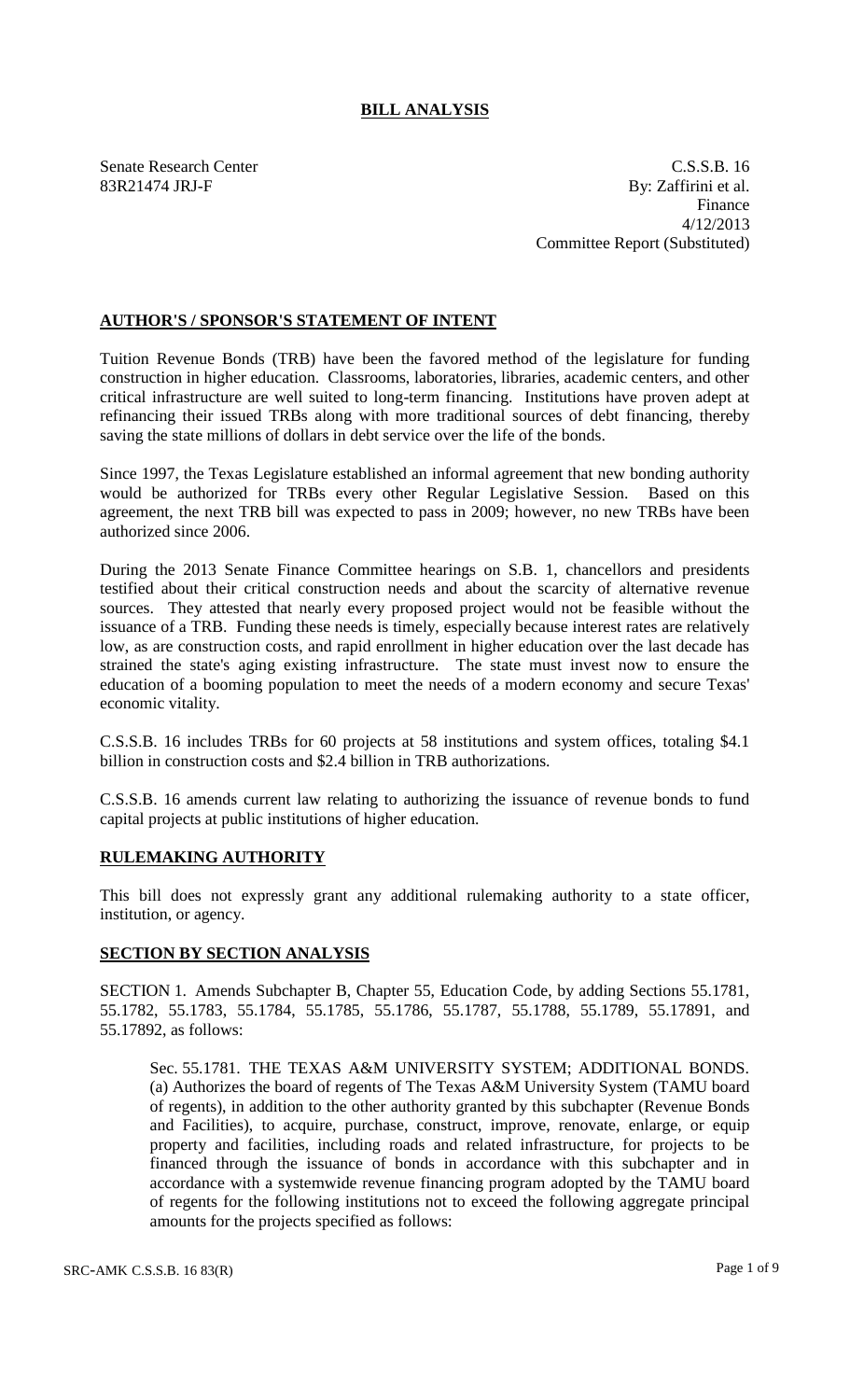# BILL ANALYSIS

Senate Research Center
83R21474 JRJ-F

C.S.S.B. 16
By: Zaffirini et al.
Finance
4/12/2013
Committee Report (Substituted)

## AUTHOR'S / SPONSOR'S STATEMENT OF INTENT

Tuition Revenue Bonds (TRB) have been the favored method of the legislature for funding construction in higher education. Classrooms, laboratories, libraries, academic centers, and other critical infrastructure are well suited to long-term financing. Institutions have proven adept at refinancing their issued TRBs along with more traditional sources of debt financing, thereby saving the state millions of dollars in debt service over the life of the bonds.

Since 1997, the Texas Legislature established an informal agreement that new bonding authority would be authorized for TRBs every other Regular Legislative Session. Based on this agreement, the next TRB bill was expected to pass in 2009; however, no new TRBs have been authorized since 2006.

During the 2013 Senate Finance Committee hearings on S.B. 1, chancellors and presidents testified about their critical construction needs and about the scarcity of alternative revenue sources. They attested that nearly every proposed project would not be feasible without the issuance of a TRB. Funding these needs is timely, especially because interest rates are relatively low, as are construction costs, and rapid enrollment in higher education over the last decade has strained the state's aging existing infrastructure. The state must invest now to ensure the education of a booming population to meet the needs of a modern economy and secure Texas' economic vitality.

C.S.S.B. 16 includes TRBs for 60 projects at 58 institutions and system offices, totaling $4.1 billion in construction costs and $2.4 billion in TRB authorizations.

C.S.S.B. 16 amends current law relating to authorizing the issuance of revenue bonds to fund capital projects at public institutions of higher education.

## RULEMAKING AUTHORITY

This bill does not expressly grant any additional rulemaking authority to a state officer, institution, or agency.

## SECTION BY SECTION ANALYSIS

SECTION 1. Amends Subchapter B, Chapter 55, Education Code, by adding Sections 55.1781, 55.1782, 55.1783, 55.1784, 55.1785, 55.1786, 55.1787, 55.1788, 55.1789, 55.17891, and 55.17892, as follows:

Sec. 55.1781. THE TEXAS A&M UNIVERSITY SYSTEM; ADDITIONAL BONDS. (a) Authorizes the board of regents of The Texas A&M University System (TAMU board of regents), in addition to the other authority granted by this subchapter (Revenue Bonds and Facilities), to acquire, purchase, construct, improve, renovate, enlarge, or equip property and facilities, including roads and related infrastructure, for projects to be financed through the issuance of bonds in accordance with this subchapter and in accordance with a systemwide revenue financing program adopted by the TAMU board of regents for the following institutions not to exceed the following aggregate principal amounts for the projects specified as follows: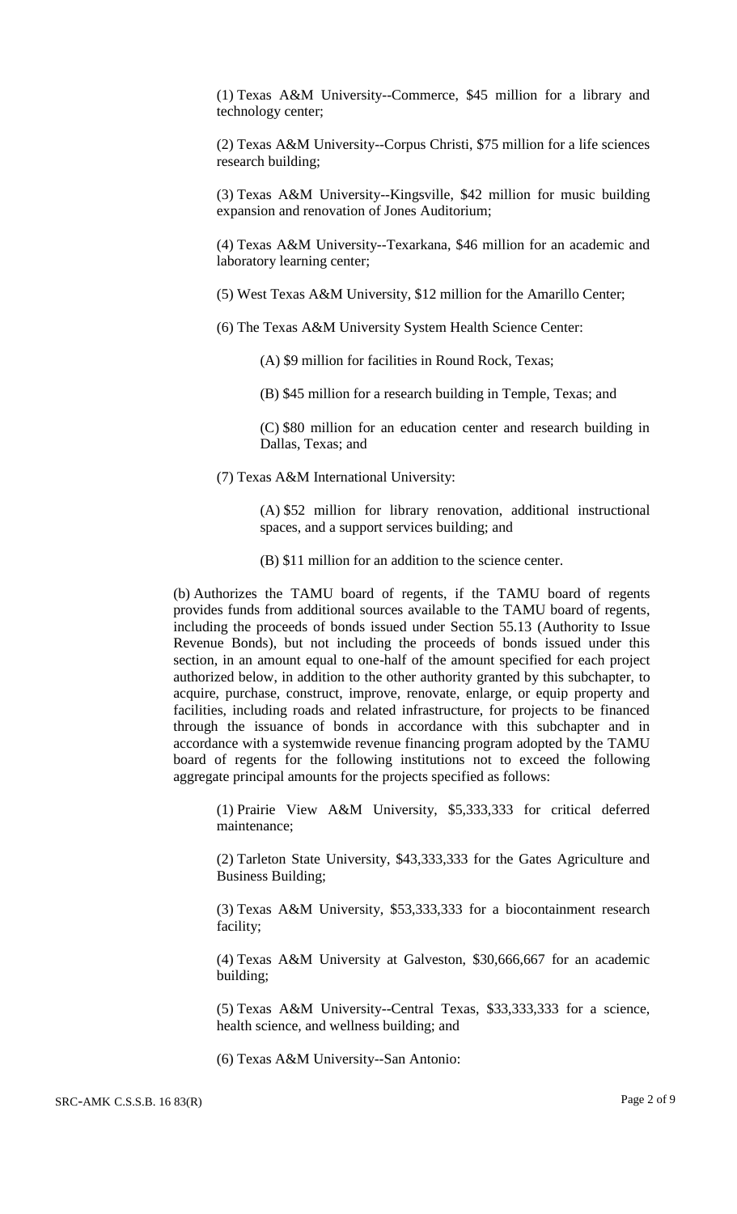(1) Texas A&M University--Commerce, $45 million for a library and technology center;

(2) Texas A&M University--Corpus Christi, $75 million for a life sciences research building;

(3) Texas A&M University--Kingsville, $42 million for music building expansion and renovation of Jones Auditorium;

(4) Texas A&M University--Texarkana, $46 million for an academic and laboratory learning center;

(5) West Texas A&M University, $12 million for the Amarillo Center;

(6) The Texas A&M University System Health Science Center:

(A) $9 million for facilities in Round Rock, Texas;

(B) $45 million for a research building in Temple, Texas; and

(C) $80 million for an education center and research building in Dallas, Texas; and

(7) Texas A&M International University:

(A) $52 million for library renovation, additional instructional spaces, and a support services building; and

(B) $11 million for an addition to the science center.

(b) Authorizes the TAMU board of regents, if the TAMU board of regents provides funds from additional sources available to the TAMU board of regents, including the proceeds of bonds issued under Section 55.13 (Authority to Issue Revenue Bonds), but not including the proceeds of bonds issued under this section, in an amount equal to one-half of the amount specified for each project authorized below, in addition to the other authority granted by this subchapter, to acquire, purchase, construct, improve, renovate, enlarge, or equip property and facilities, including roads and related infrastructure, for projects to be financed through the issuance of bonds in accordance with this subchapter and in accordance with a systemwide revenue financing program adopted by the TAMU board of regents for the following institutions not to exceed the following aggregate principal amounts for the projects specified as follows:

(1) Prairie View A&M University, $5,333,333 for critical deferred maintenance;

(2) Tarleton State University, $43,333,333 for the Gates Agriculture and Business Building;

(3) Texas A&M University, $53,333,333 for a biocontainment research facility;

(4) Texas A&M University at Galveston, $30,666,667 for an academic building;

(5) Texas A&M University--Central Texas, $33,333,333 for a science, health science, and wellness building; and

(6) Texas A&M University--San Antonio: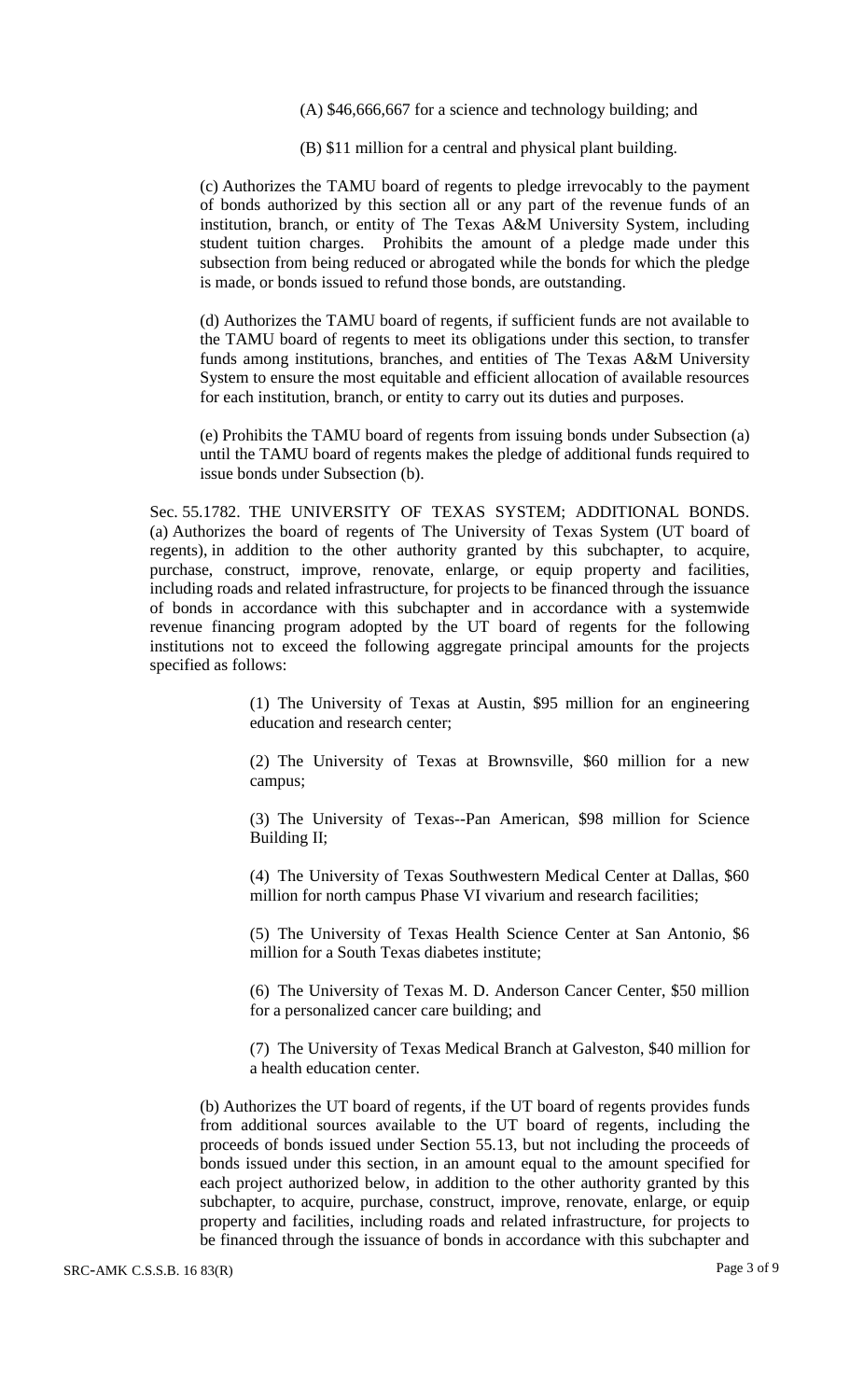(A) $46,666,667 for a science and technology building; and

(B) $11 million for a central and physical plant building.

(c) Authorizes the TAMU board of regents to pledge irrevocably to the payment of bonds authorized by this section all or any part of the revenue funds of an institution, branch, or entity of The Texas A&M University System, including student tuition charges. Prohibits the amount of a pledge made under this subsection from being reduced or abrogated while the bonds for which the pledge is made, or bonds issued to refund those bonds, are outstanding.

(d) Authorizes the TAMU board of regents, if sufficient funds are not available to the TAMU board of regents to meet its obligations under this section, to transfer funds among institutions, branches, and entities of The Texas A&M University System to ensure the most equitable and efficient allocation of available resources for each institution, branch, or entity to carry out its duties and purposes.

(e) Prohibits the TAMU board of regents from issuing bonds under Subsection (a) until the TAMU board of regents makes the pledge of additional funds required to issue bonds under Subsection (b).

Sec. 55.1782. THE UNIVERSITY OF TEXAS SYSTEM; ADDITIONAL BONDS. (a) Authorizes the board of regents of The University of Texas System (UT board of regents), in addition to the other authority granted by this subchapter, to acquire, purchase, construct, improve, renovate, enlarge, or equip property and facilities, including roads and related infrastructure, for projects to be financed through the issuance of bonds in accordance with this subchapter and in accordance with a systemwide revenue financing program adopted by the UT board of regents for the following institutions not to exceed the following aggregate principal amounts for the projects specified as follows:

(1) The University of Texas at Austin, $95 million for an engineering education and research center;

(2) The University of Texas at Brownsville, $60 million for a new campus;

(3) The University of Texas--Pan American, $98 million for Science Building II;

(4) The University of Texas Southwestern Medical Center at Dallas, $60 million for north campus Phase VI vivarium and research facilities;

(5) The University of Texas Health Science Center at San Antonio, $6 million for a South Texas diabetes institute;

(6) The University of Texas M. D. Anderson Cancer Center, $50 million for a personalized cancer care building; and

(7) The University of Texas Medical Branch at Galveston, $40 million for a health education center.

(b) Authorizes the UT board of regents, if the UT board of regents provides funds from additional sources available to the UT board of regents, including the proceeds of bonds issued under Section 55.13, but not including the proceeds of bonds issued under this section, in an amount equal to the amount specified for each project authorized below, in addition to the other authority granted by this subchapter, to acquire, purchase, construct, improve, renovate, enlarge, or equip property and facilities, including roads and related infrastructure, for projects to be financed through the issuance of bonds in accordance with this subchapter and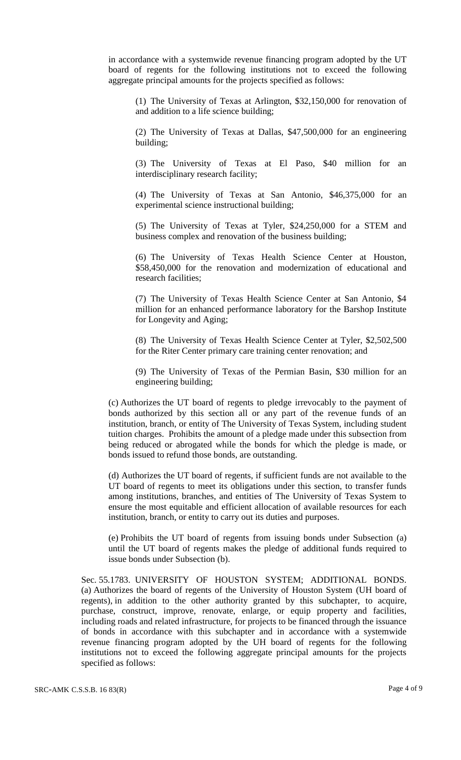in accordance with a systemwide revenue financing program adopted by the UT board of regents for the following institutions not to exceed the following aggregate principal amounts for the projects specified as follows:

(1) The University of Texas at Arlington, $32,150,000 for renovation of and addition to a life science building;

(2) The University of Texas at Dallas, $47,500,000 for an engineering building;

(3) The University of Texas at El Paso, $40 million for an interdisciplinary research facility;

(4) The University of Texas at San Antonio, $46,375,000 for an experimental science instructional building;

(5) The University of Texas at Tyler, $24,250,000 for a STEM and business complex and renovation of the business building;

(6) The University of Texas Health Science Center at Houston, $58,450,000 for the renovation and modernization of educational and research facilities;

(7) The University of Texas Health Science Center at San Antonio, $4 million for an enhanced performance laboratory for the Barshop Institute for Longevity and Aging;

(8) The University of Texas Health Science Center at Tyler, $2,502,500 for the Riter Center primary care training center renovation; and

(9) The University of Texas of the Permian Basin, $30 million for an engineering building;

(c) Authorizes the UT board of regents to pledge irrevocably to the payment of bonds authorized by this section all or any part of the revenue funds of an institution, branch, or entity of The University of Texas System, including student tuition charges. Prohibits the amount of a pledge made under this subsection from being reduced or abrogated while the bonds for which the pledge is made, or bonds issued to refund those bonds, are outstanding.

(d) Authorizes the UT board of regents, if sufficient funds are not available to the UT board of regents to meet its obligations under this section, to transfer funds among institutions, branches, and entities of The University of Texas System to ensure the most equitable and efficient allocation of available resources for each institution, branch, or entity to carry out its duties and purposes.

(e) Prohibits the UT board of regents from issuing bonds under Subsection (a) until the UT board of regents makes the pledge of additional funds required to issue bonds under Subsection (b).

Sec. 55.1783. UNIVERSITY OF HOUSTON SYSTEM; ADDITIONAL BONDS. (a) Authorizes the board of regents of the University of Houston System (UH board of regents), in addition to the other authority granted by this subchapter, to acquire, purchase, construct, improve, renovate, enlarge, or equip property and facilities, including roads and related infrastructure, for projects to be financed through the issuance of bonds in accordance with this subchapter and in accordance with a systemwide revenue financing program adopted by the UH board of regents for the following institutions not to exceed the following aggregate principal amounts for the projects specified as follows: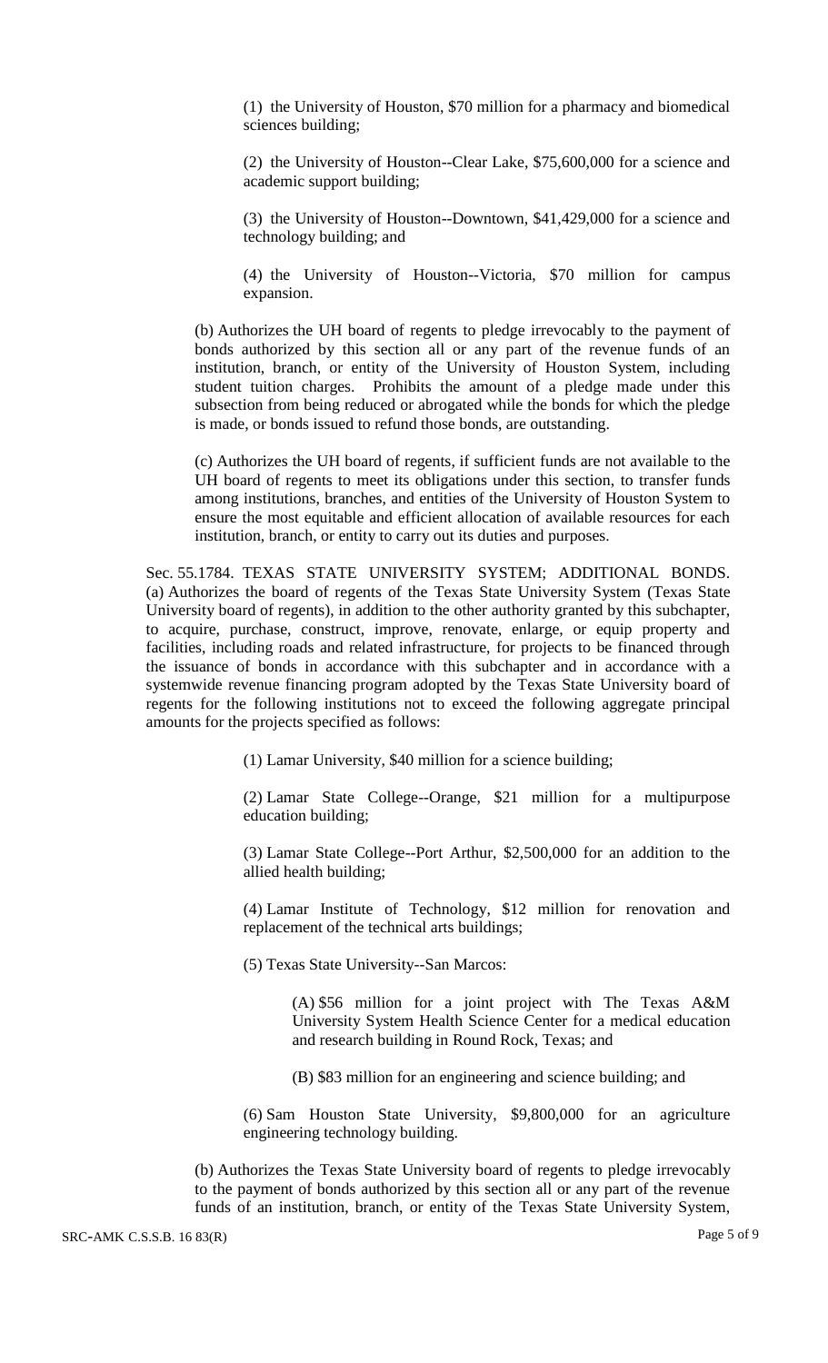(1) the University of Houston, $70 million for a pharmacy and biomedical sciences building;

(2) the University of Houston--Clear Lake, $75,600,000 for a science and academic support building;

(3) the University of Houston--Downtown, $41,429,000 for a science and technology building; and

(4) the University of Houston--Victoria, $70 million for campus expansion.

(b) Authorizes the UH board of regents to pledge irrevocably to the payment of bonds authorized by this section all or any part of the revenue funds of an institution, branch, or entity of the University of Houston System, including student tuition charges. Prohibits the amount of a pledge made under this subsection from being reduced or abrogated while the bonds for which the pledge is made, or bonds issued to refund those bonds, are outstanding.

(c) Authorizes the UH board of regents, if sufficient funds are not available to the UH board of regents to meet its obligations under this section, to transfer funds among institutions, branches, and entities of the University of Houston System to ensure the most equitable and efficient allocation of available resources for each institution, branch, or entity to carry out its duties and purposes.

Sec. 55.1784. TEXAS STATE UNIVERSITY SYSTEM; ADDITIONAL BONDS. (a) Authorizes the board of regents of the Texas State University System (Texas State University board of regents), in addition to the other authority granted by this subchapter, to acquire, purchase, construct, improve, renovate, enlarge, or equip property and facilities, including roads and related infrastructure, for projects to be financed through the issuance of bonds in accordance with this subchapter and in accordance with a systemwide revenue financing program adopted by the Texas State University board of regents for the following institutions not to exceed the following aggregate principal amounts for the projects specified as follows:

(1) Lamar University, $40 million for a science building;

(2) Lamar State College--Orange, $21 million for a multipurpose education building;

(3) Lamar State College--Port Arthur, $2,500,000 for an addition to the allied health building;

(4) Lamar Institute of Technology, $12 million for renovation and replacement of the technical arts buildings;

(5) Texas State University--San Marcos:

(A) $56 million for a joint project with The Texas A&M University System Health Science Center for a medical education and research building in Round Rock, Texas; and

(B) $83 million for an engineering and science building; and

(6) Sam Houston State University, $9,800,000 for an agriculture engineering technology building.

(b) Authorizes the Texas State University board of regents to pledge irrevocably to the payment of bonds authorized by this section all or any part of the revenue funds of an institution, branch, or entity of the Texas State University System,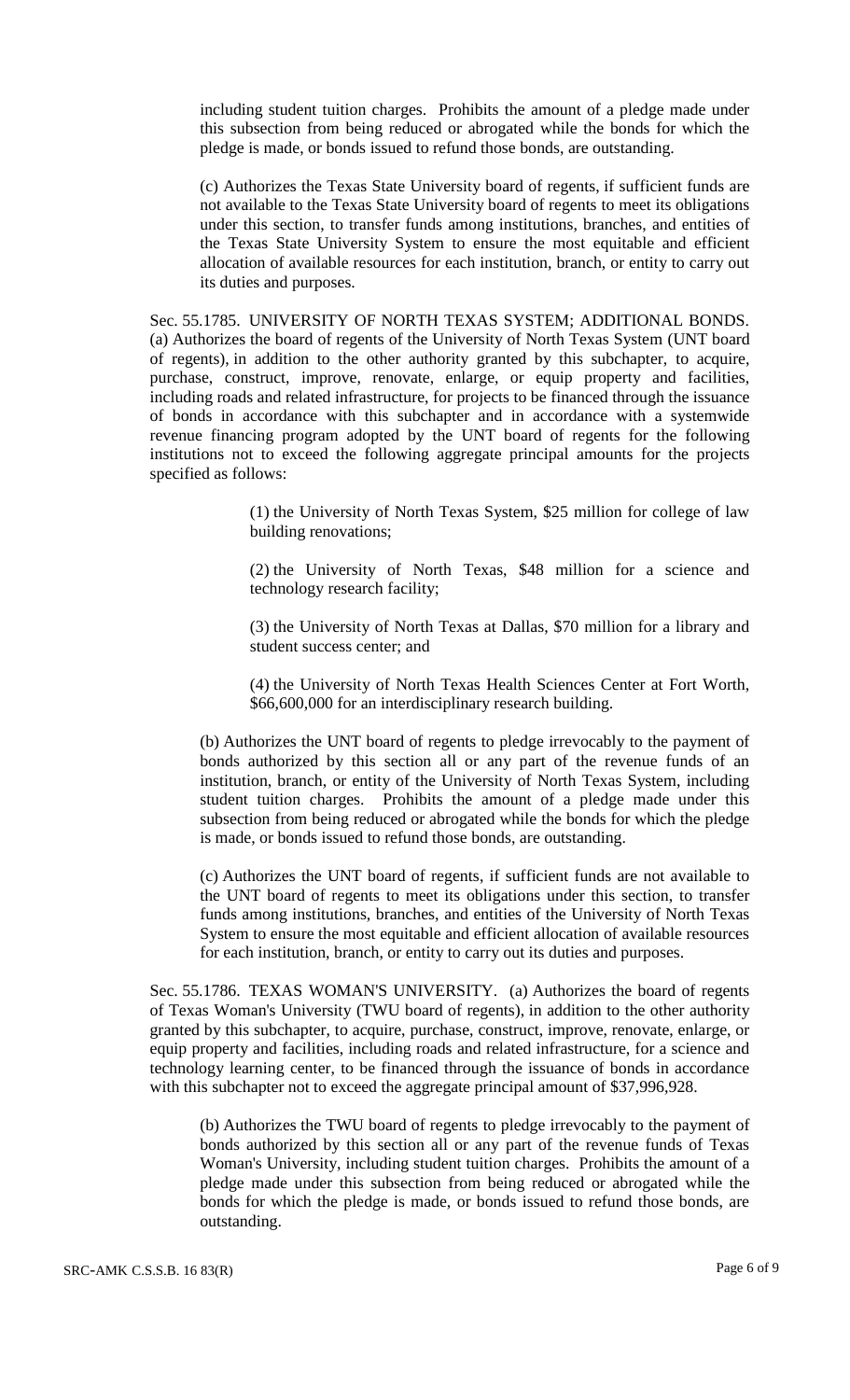including student tuition charges. Prohibits the amount of a pledge made under this subsection from being reduced or abrogated while the bonds for which the pledge is made, or bonds issued to refund those bonds, are outstanding.

(c) Authorizes the Texas State University board of regents, if sufficient funds are not available to the Texas State University board of regents to meet its obligations under this section, to transfer funds among institutions, branches, and entities of the Texas State University System to ensure the most equitable and efficient allocation of available resources for each institution, branch, or entity to carry out its duties and purposes.

Sec. 55.1785. UNIVERSITY OF NORTH TEXAS SYSTEM; ADDITIONAL BONDS. (a) Authorizes the board of regents of the University of North Texas System (UNT board of regents), in addition to the other authority granted by this subchapter, to acquire, purchase, construct, improve, renovate, enlarge, or equip property and facilities, including roads and related infrastructure, for projects to be financed through the issuance of bonds in accordance with this subchapter and in accordance with a systemwide revenue financing program adopted by the UNT board of regents for the following institutions not to exceed the following aggregate principal amounts for the projects specified as follows:

(1) the University of North Texas System, $25 million for college of law building renovations;

(2) the University of North Texas, $48 million for a science and technology research facility;

(3) the University of North Texas at Dallas, $70 million for a library and student success center; and

(4) the University of North Texas Health Sciences Center at Fort Worth, $66,600,000 for an interdisciplinary research building.

(b) Authorizes the UNT board of regents to pledge irrevocably to the payment of bonds authorized by this section all or any part of the revenue funds of an institution, branch, or entity of the University of North Texas System, including student tuition charges. Prohibits the amount of a pledge made under this subsection from being reduced or abrogated while the bonds for which the pledge is made, or bonds issued to refund those bonds, are outstanding.

(c) Authorizes the UNT board of regents, if sufficient funds are not available to the UNT board of regents to meet its obligations under this section, to transfer funds among institutions, branches, and entities of the University of North Texas System to ensure the most equitable and efficient allocation of available resources for each institution, branch, or entity to carry out its duties and purposes.

Sec. 55.1786. TEXAS WOMAN'S UNIVERSITY. (a) Authorizes the board of regents of Texas Woman's University (TWU board of regents), in addition to the other authority granted by this subchapter, to acquire, purchase, construct, improve, renovate, enlarge, or equip property and facilities, including roads and related infrastructure, for a science and technology learning center, to be financed through the issuance of bonds in accordance with this subchapter not to exceed the aggregate principal amount of $37,996,928.

(b) Authorizes the TWU board of regents to pledge irrevocably to the payment of bonds authorized by this section all or any part of the revenue funds of Texas Woman's University, including student tuition charges. Prohibits the amount of a pledge made under this subsection from being reduced or abrogated while the bonds for which the pledge is made, or bonds issued to refund those bonds, are outstanding.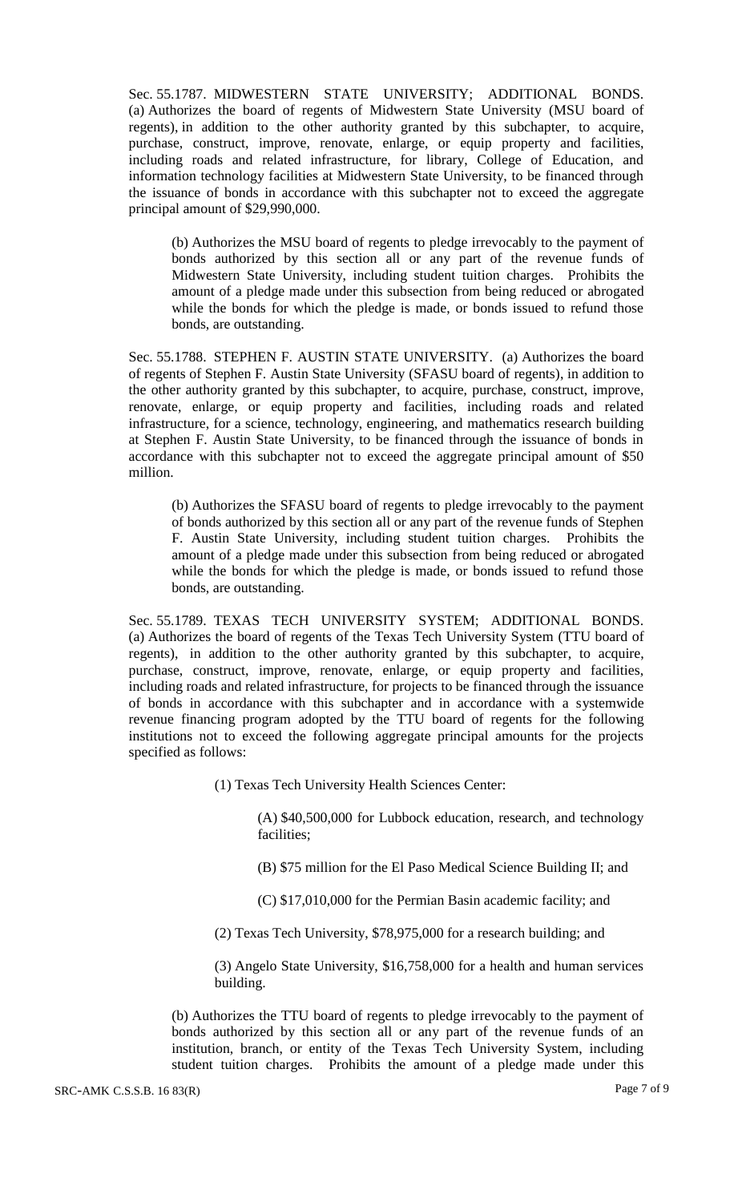Sec. 55.1787. MIDWESTERN STATE UNIVERSITY; ADDITIONAL BONDS. (a) Authorizes the board of regents of Midwestern State University (MSU board of regents), in addition to the other authority granted by this subchapter, to acquire, purchase, construct, improve, renovate, enlarge, or equip property and facilities, including roads and related infrastructure, for library, College of Education, and information technology facilities at Midwestern State University, to be financed through the issuance of bonds in accordance with this subchapter not to exceed the aggregate principal amount of $29,990,000.

> (b) Authorizes the MSU board of regents to pledge irrevocably to the payment of bonds authorized by this section all or any part of the revenue funds of Midwestern State University, including student tuition charges. Prohibits the amount of a pledge made under this subsection from being reduced or abrogated while the bonds for which the pledge is made, or bonds issued to refund those bonds, are outstanding.

Sec. 55.1788. STEPHEN F. AUSTIN STATE UNIVERSITY. (a) Authorizes the board of regents of Stephen F. Austin State University (SFASU board of regents), in addition to the other authority granted by this subchapter, to acquire, purchase, construct, improve, renovate, enlarge, or equip property and facilities, including roads and related infrastructure, for a science, technology, engineering, and mathematics research building at Stephen F. Austin State University, to be financed through the issuance of bonds in accordance with this subchapter not to exceed the aggregate principal amount of $50 million.

> (b) Authorizes the SFASU board of regents to pledge irrevocably to the payment of bonds authorized by this section all or any part of the revenue funds of Stephen F. Austin State University, including student tuition charges. Prohibits the amount of a pledge made under this subsection from being reduced or abrogated while the bonds for which the pledge is made, or bonds issued to refund those bonds, are outstanding.

Sec. 55.1789. TEXAS TECH UNIVERSITY SYSTEM; ADDITIONAL BONDS. (a) Authorizes the board of regents of the Texas Tech University System (TTU board of regents), in addition to the other authority granted by this subchapter, to acquire, purchase, construct, improve, renovate, enlarge, or equip property and facilities, including roads and related infrastructure, for projects to be financed through the issuance of bonds in accordance with this subchapter and in accordance with a systemwide revenue financing program adopted by the TTU board of regents for the following institutions not to exceed the following aggregate principal amounts for the projects specified as follows:

> (1) Texas Tech University Health Sciences Center:
>
> > (A) $40,500,000 for Lubbock education, research, and technology facilities;
> >
> > (B) $75 million for the El Paso Medical Science Building II; and
> >
> > (C) $17,010,000 for the Permian Basin academic facility; and
>
> (2) Texas Tech University, $78,975,000 for a research building; and
>
> (3) Angelo State University, $16,758,000 for a health and human services building.

> (b) Authorizes the TTU board of regents to pledge irrevocably to the payment of bonds authorized by this section all or any part of the revenue funds of an institution, branch, or entity of the Texas Tech University System, including student tuition charges. Prohibits the amount of a pledge made under this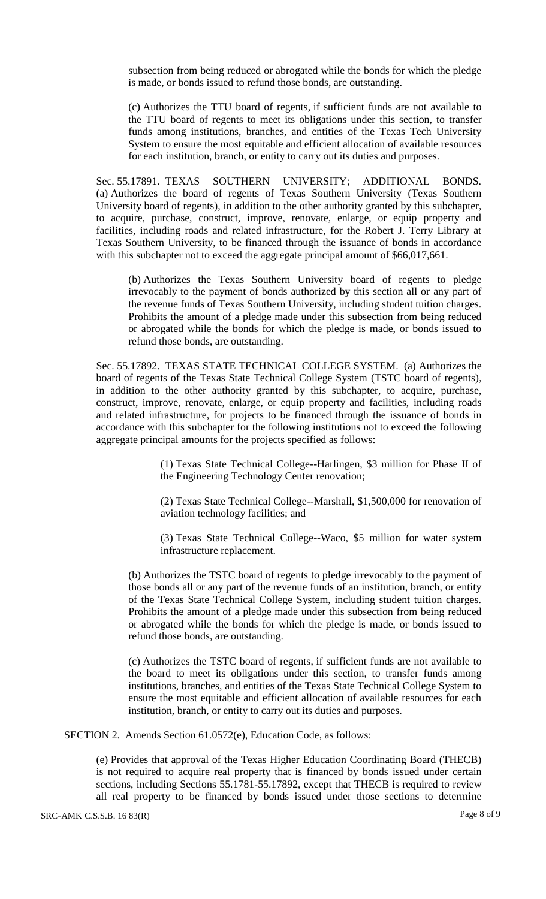subsection from being reduced or abrogated while the bonds for which the pledge is made, or bonds issued to refund those bonds, are outstanding.

(c) Authorizes the TTU board of regents, if sufficient funds are not available to the TTU board of regents to meet its obligations under this section, to transfer funds among institutions, branches, and entities of the Texas Tech University System to ensure the most equitable and efficient allocation of available resources for each institution, branch, or entity to carry out its duties and purposes.

Sec. 55.17891. TEXAS SOUTHERN UNIVERSITY; ADDITIONAL BONDS. (a) Authorizes the board of regents of Texas Southern University (Texas Southern University board of regents), in addition to the other authority granted by this subchapter, to acquire, purchase, construct, improve, renovate, enlarge, or equip property and facilities, including roads and related infrastructure, for the Robert J. Terry Library at Texas Southern University, to be financed through the issuance of bonds in accordance with this subchapter not to exceed the aggregate principal amount of $66,017,661.

(b) Authorizes the Texas Southern University board of regents to pledge irrevocably to the payment of bonds authorized by this section all or any part of the revenue funds of Texas Southern University, including student tuition charges. Prohibits the amount of a pledge made under this subsection from being reduced or abrogated while the bonds for which the pledge is made, or bonds issued to refund those bonds, are outstanding.

Sec. 55.17892. TEXAS STATE TECHNICAL COLLEGE SYSTEM. (a) Authorizes the board of regents of the Texas State Technical College System (TSTC board of regents), in addition to the other authority granted by this subchapter, to acquire, purchase, construct, improve, renovate, enlarge, or equip property and facilities, including roads and related infrastructure, for projects to be financed through the issuance of bonds in accordance with this subchapter for the following institutions not to exceed the following aggregate principal amounts for the projects specified as follows:

(1) Texas State Technical College--Harlingen, $3 million for Phase II of the Engineering Technology Center renovation;

(2) Texas State Technical College--Marshall, $1,500,000 for renovation of aviation technology facilities; and

(3) Texas State Technical College--Waco, $5 million for water system infrastructure replacement.

(b) Authorizes the TSTC board of regents to pledge irrevocably to the payment of those bonds all or any part of the revenue funds of an institution, branch, or entity of the Texas State Technical College System, including student tuition charges. Prohibits the amount of a pledge made under this subsection from being reduced or abrogated while the bonds for which the pledge is made, or bonds issued to refund those bonds, are outstanding.

(c) Authorizes the TSTC board of regents, if sufficient funds are not available to the board to meet its obligations under this section, to transfer funds among institutions, branches, and entities of the Texas State Technical College System to ensure the most equitable and efficient allocation of available resources for each institution, branch, or entity to carry out its duties and purposes.

SECTION 2. Amends Section 61.0572(e), Education Code, as follows:

(e) Provides that approval of the Texas Higher Education Coordinating Board (THECB) is not required to acquire real property that is financed by bonds issued under certain sections, including Sections 55.1781-55.17892, except that THECB is required to review all real property to be financed by bonds issued under those sections to determine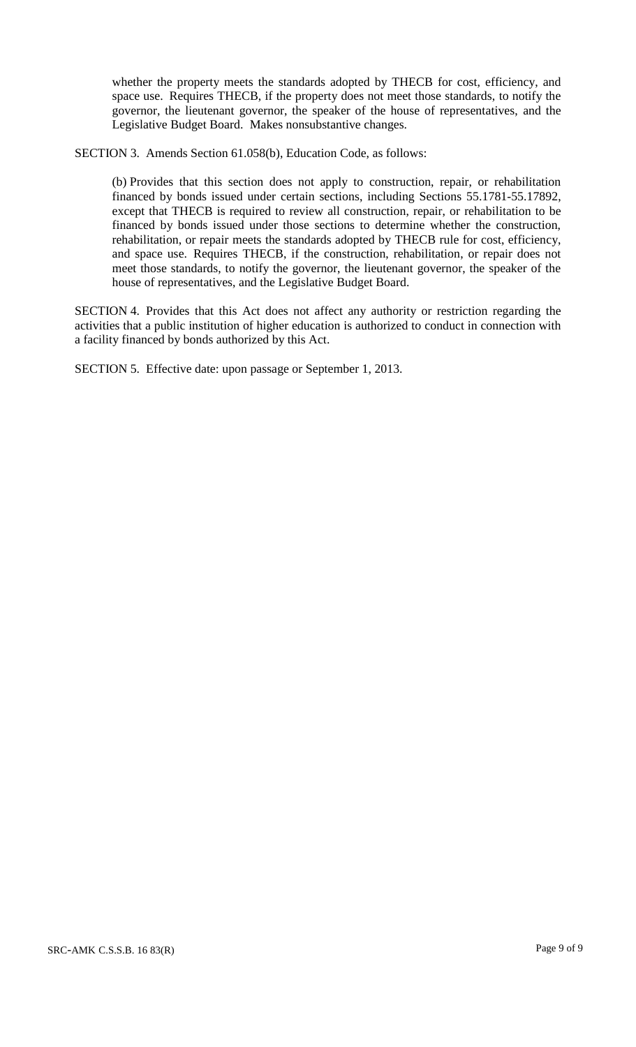whether the property meets the standards adopted by THECB for cost, efficiency, and space use. Requires THECB, if the property does not meet those standards, to notify the governor, the lieutenant governor, the speaker of the house of representatives, and the Legislative Budget Board. Makes nonsubstantive changes.

SECTION 3. Amends Section 61.058(b), Education Code, as follows:

(b) Provides that this section does not apply to construction, repair, or rehabilitation financed by bonds issued under certain sections, including Sections 55.1781-55.17892, except that THECB is required to review all construction, repair, or rehabilitation to be financed by bonds issued under those sections to determine whether the construction, rehabilitation, or repair meets the standards adopted by THECB rule for cost, efficiency, and space use. Requires THECB, if the construction, rehabilitation, or repair does not meet those standards, to notify the governor, the lieutenant governor, the speaker of the house of representatives, and the Legislative Budget Board.

SECTION 4. Provides that this Act does not affect any authority or restriction regarding the activities that a public institution of higher education is authorized to conduct in connection with a facility financed by bonds authorized by this Act.

SECTION 5. Effective date: upon passage or September 1, 2013.